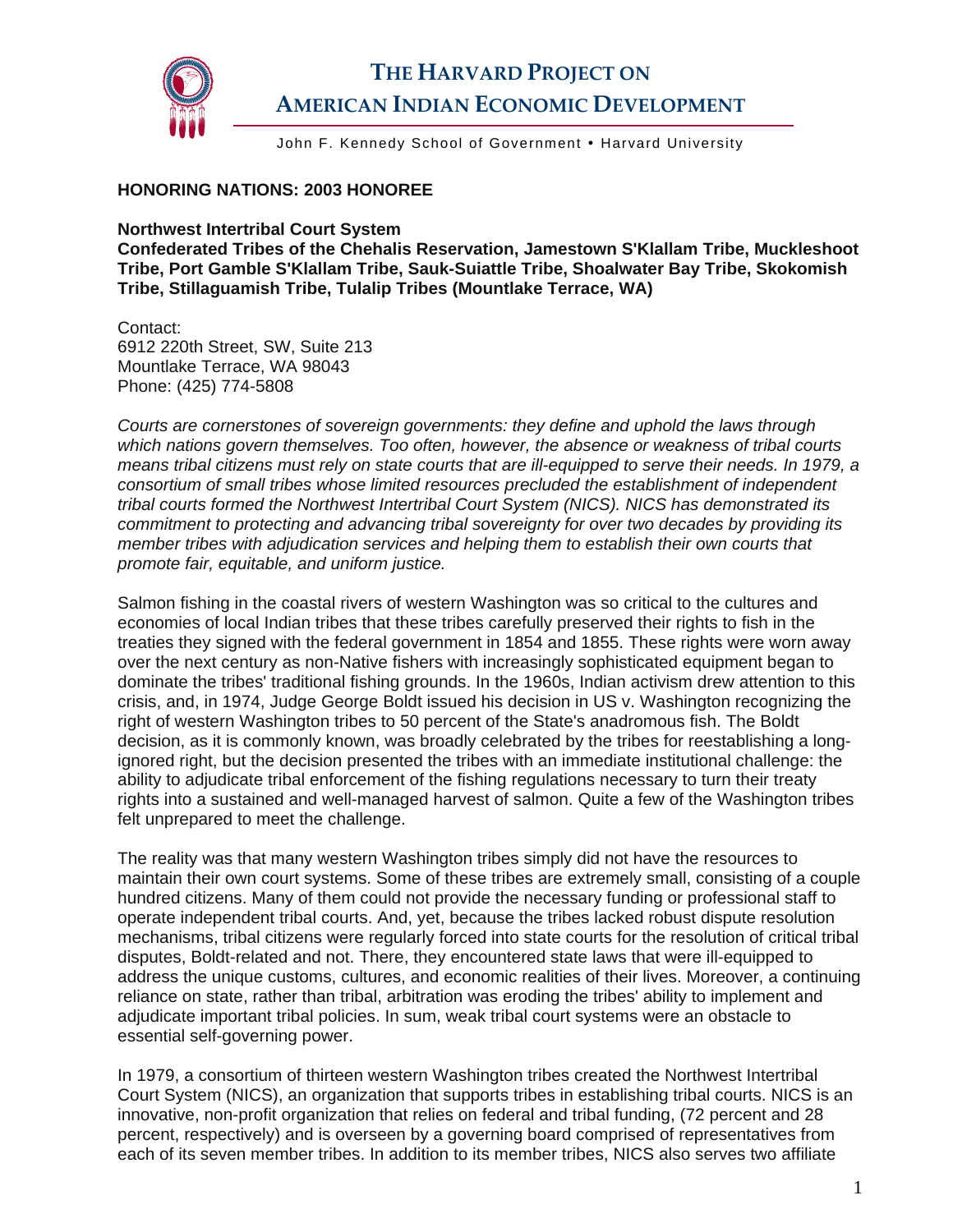# THE HARVARD PROJECT ON AMERICAN INDIAN ECONOMIC DEVELOPMENT

John F. Kennedy School of Government • Harvard University

**HONORING NATIONS: 2003 HONOREE**

**Northwest Intertribal Court System**
**Confederated Tribes of the Chehalis Reservation, Jamestown S'Klallam Tribe, Muckleshoot Tribe, Port Gamble S'Klallam Tribe, Sauk-Suiattle Tribe, Shoalwater Bay Tribe, Skokomish Tribe, Stillaguamish Tribe, Tulalip Tribes (Mountlake Terrace, WA)**

Contact:
6912 220th Street, SW, Suite 213
Mountlake Terrace, WA 98043
Phone: (425) 774-5808

*Courts are cornerstones of sovereign governments: they define and uphold the laws through which nations govern themselves. Too often, however, the absence or weakness of tribal courts means tribal citizens must rely on state courts that are ill-equipped to serve their needs. In 1979, a consortium of small tribes whose limited resources precluded the establishment of independent tribal courts formed the Northwest Intertribal Court System (NICS). NICS has demonstrated its commitment to protecting and advancing tribal sovereignty for over two decades by providing its member tribes with adjudication services and helping them to establish their own courts that promote fair, equitable, and uniform justice.*

Salmon fishing in the coastal rivers of western Washington was so critical to the cultures and economies of local Indian tribes that these tribes carefully preserved their rights to fish in the treaties they signed with the federal government in 1854 and 1855. These rights were worn away over the next century as non-Native fishers with increasingly sophisticated equipment began to dominate the tribes' traditional fishing grounds. In the 1960s, Indian activism drew attention to this crisis, and, in 1974, Judge George Boldt issued his decision in US v. Washington recognizing the right of western Washington tribes to 50 percent of the State's anadromous fish. The Boldt decision, as it is commonly known, was broadly celebrated by the tribes for reestablishing a long-ignored right, but the decision presented the tribes with an immediate institutional challenge: the ability to adjudicate tribal enforcement of the fishing regulations necessary to turn their treaty rights into a sustained and well-managed harvest of salmon. Quite a few of the Washington tribes felt unprepared to meet the challenge.

The reality was that many western Washington tribes simply did not have the resources to maintain their own court systems. Some of these tribes are extremely small, consisting of a couple hundred citizens. Many of them could not provide the necessary funding or professional staff to operate independent tribal courts. And, yet, because the tribes lacked robust dispute resolution mechanisms, tribal citizens were regularly forced into state courts for the resolution of critical tribal disputes, Boldt-related and not. There, they encountered state laws that were ill-equipped to address the unique customs, cultures, and economic realities of their lives. Moreover, a continuing reliance on state, rather than tribal, arbitration was eroding the tribes' ability to implement and adjudicate important tribal policies. In sum, weak tribal court systems were an obstacle to essential self-governing power.

In 1979, a consortium of thirteen western Washington tribes created the Northwest Intertribal Court System (NICS), an organization that supports tribes in establishing tribal courts. NICS is an innovative, non-profit organization that relies on federal and tribal funding, (72 percent and 28 percent, respectively) and is overseen by a governing board comprised of representatives from each of its seven member tribes. In addition to its member tribes, NICS also serves two affiliate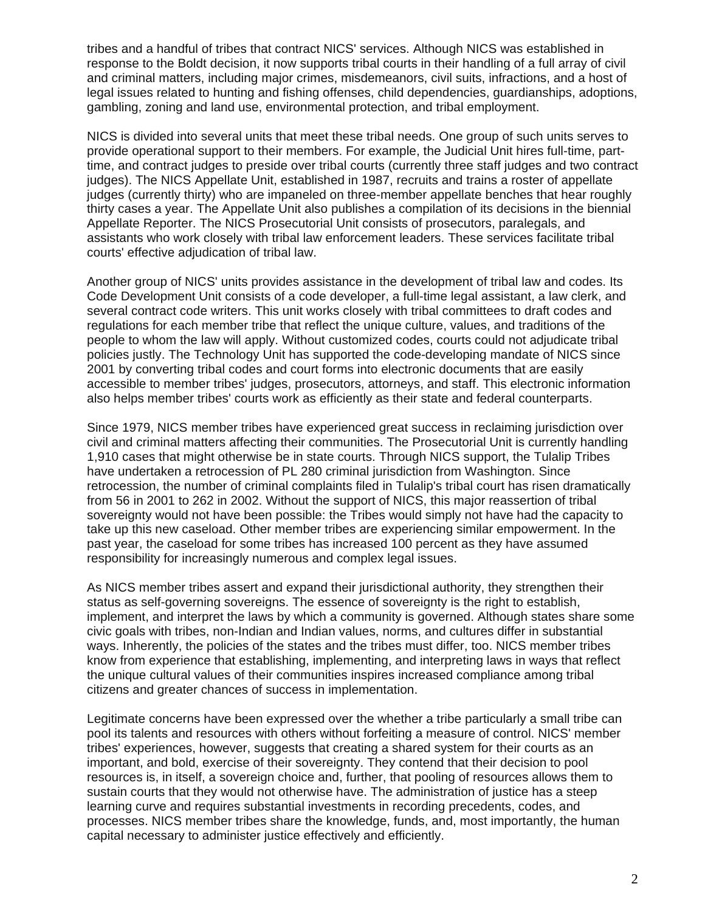tribes and a handful of tribes that contract NICS' services. Although NICS was established in response to the Boldt decision, it now supports tribal courts in their handling of a full array of civil and criminal matters, including major crimes, misdemeanors, civil suits, infractions, and a host of legal issues related to hunting and fishing offenses, child dependencies, guardianships, adoptions, gambling, zoning and land use, environmental protection, and tribal employment.

NICS is divided into several units that meet these tribal needs. One group of such units serves to provide operational support to their members. For example, the Judicial Unit hires full-time, part-time, and contract judges to preside over tribal courts (currently three staff judges and two contract judges). The NICS Appellate Unit, established in 1987, recruits and trains a roster of appellate judges (currently thirty) who are impaneled on three-member appellate benches that hear roughly thirty cases a year. The Appellate Unit also publishes a compilation of its decisions in the biennial Appellate Reporter. The NICS Prosecutorial Unit consists of prosecutors, paralegals, and assistants who work closely with tribal law enforcement leaders. These services facilitate tribal courts' effective adjudication of tribal law.

Another group of NICS' units provides assistance in the development of tribal law and codes. Its Code Development Unit consists of a code developer, a full-time legal assistant, a law clerk, and several contract code writers. This unit works closely with tribal committees to draft codes and regulations for each member tribe that reflect the unique culture, values, and traditions of the people to whom the law will apply. Without customized codes, courts could not adjudicate tribal policies justly. The Technology Unit has supported the code-developing mandate of NICS since 2001 by converting tribal codes and court forms into electronic documents that are easily accessible to member tribes' judges, prosecutors, attorneys, and staff. This electronic information also helps member tribes' courts work as efficiently as their state and federal counterparts.

Since 1979, NICS member tribes have experienced great success in reclaiming jurisdiction over civil and criminal matters affecting their communities. The Prosecutorial Unit is currently handling 1,910 cases that might otherwise be in state courts. Through NICS support, the Tulalip Tribes have undertaken a retrocession of PL 280 criminal jurisdiction from Washington. Since retrocession, the number of criminal complaints filed in Tulalip's tribal court has risen dramatically from 56 in 2001 to 262 in 2002. Without the support of NICS, this major reassertion of tribal sovereignty would not have been possible: the Tribes would simply not have had the capacity to take up this new caseload. Other member tribes are experiencing similar empowerment. In the past year, the caseload for some tribes has increased 100 percent as they have assumed responsibility for increasingly numerous and complex legal issues.

As NICS member tribes assert and expand their jurisdictional authority, they strengthen their status as self-governing sovereigns. The essence of sovereignty is the right to establish, implement, and interpret the laws by which a community is governed. Although states share some civic goals with tribes, non-Indian and Indian values, norms, and cultures differ in substantial ways. Inherently, the policies of the states and the tribes must differ, too. NICS member tribes know from experience that establishing, implementing, and interpreting laws in ways that reflect the unique cultural values of their communities inspires increased compliance among tribal citizens and greater chances of success in implementation.

Legitimate concerns have been expressed over the whether a tribe particularly a small tribe can pool its talents and resources with others without forfeiting a measure of control. NICS' member tribes' experiences, however, suggests that creating a shared system for their courts as an important, and bold, exercise of their sovereignty. They contend that their decision to pool resources is, in itself, a sovereign choice and, further, that pooling of resources allows them to sustain courts that they would not otherwise have. The administration of justice has a steep learning curve and requires substantial investments in recording precedents, codes, and processes. NICS member tribes share the knowledge, funds, and, most importantly, the human capital necessary to administer justice effectively and efficiently.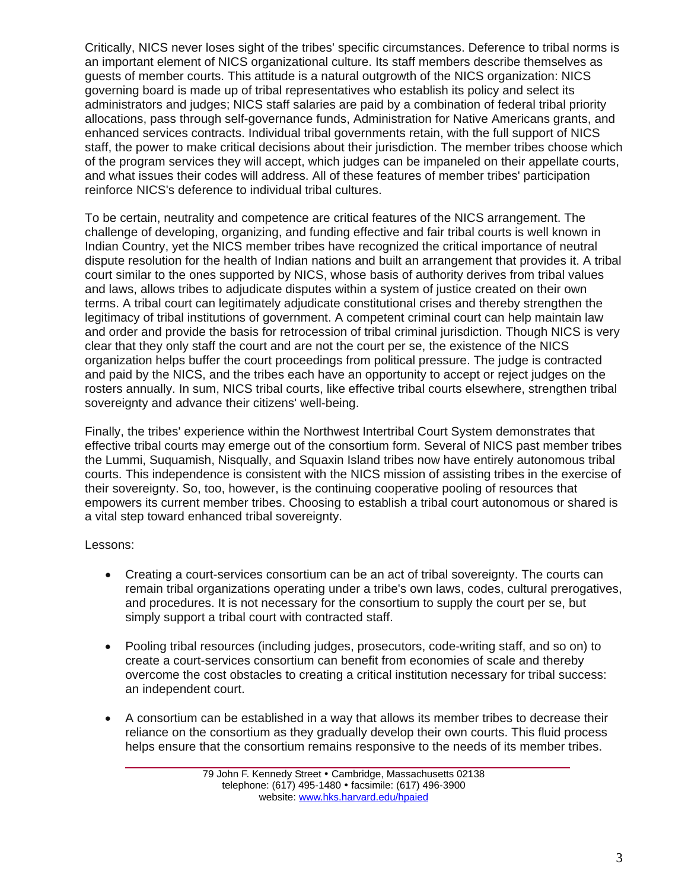Critically, NICS never loses sight of the tribes' specific circumstances. Deference to tribal norms is an important element of NICS organizational culture. Its staff members describe themselves as guests of member courts. This attitude is a natural outgrowth of the NICS organization: NICS governing board is made up of tribal representatives who establish its policy and select its administrators and judges; NICS staff salaries are paid by a combination of federal tribal priority allocations, pass through self-governance funds, Administration for Native Americans grants, and enhanced services contracts. Individual tribal governments retain, with the full support of NICS staff, the power to make critical decisions about their jurisdiction. The member tribes choose which of the program services they will accept, which judges can be impaneled on their appellate courts, and what issues their codes will address. All of these features of member tribes' participation reinforce NICS's deference to individual tribal cultures.

To be certain, neutrality and competence are critical features of the NICS arrangement. The challenge of developing, organizing, and funding effective and fair tribal courts is well known in Indian Country, yet the NICS member tribes have recognized the critical importance of neutral dispute resolution for the health of Indian nations and built an arrangement that provides it. A tribal court similar to the ones supported by NICS, whose basis of authority derives from tribal values and laws, allows tribes to adjudicate disputes within a system of justice created on their own terms. A tribal court can legitimately adjudicate constitutional crises and thereby strengthen the legitimacy of tribal institutions of government. A competent criminal court can help maintain law and order and provide the basis for retrocession of tribal criminal jurisdiction. Though NICS is very clear that they only staff the court and are not the court per se, the existence of the NICS organization helps buffer the court proceedings from political pressure. The judge is contracted and paid by the NICS, and the tribes each have an opportunity to accept or reject judges on the rosters annually. In sum, NICS tribal courts, like effective tribal courts elsewhere, strengthen tribal sovereignty and advance their citizens' well-being.

Finally, the tribes' experience within the Northwest Intertribal Court System demonstrates that effective tribal courts may emerge out of the consortium form. Several of NICS past member tribes the Lummi, Suquamish, Nisqually, and Squaxin Island tribes now have entirely autonomous tribal courts. This independence is consistent with the NICS mission of assisting tribes in the exercise of their sovereignty. So, too, however, is the continuing cooperative pooling of resources that empowers its current member tribes. Choosing to establish a tribal court autonomous or shared is a vital step toward enhanced tribal sovereignty.

Lessons:

- Creating a court-services consortium can be an act of tribal sovereignty. The courts can remain tribal organizations operating under a tribe's own laws, codes, cultural prerogatives, and procedures. It is not necessary for the consortium to supply the court per se, but simply support a tribal court with contracted staff.
- Pooling tribal resources (including judges, prosecutors, code-writing staff, and so on) to create a court-services consortium can benefit from economies of scale and thereby overcome the cost obstacles to creating a critical institution necessary for tribal success: an independent court.
- A consortium can be established in a way that allows its member tribes to decrease their reliance on the consortium as they gradually develop their own courts. This fluid process helps ensure that the consortium remains responsive to the needs of its member tribes.

79 John F. Kennedy Street • Cambridge, Massachusetts 02138
telephone: (617) 495-1480 • facsimile: (617) 496-3900
website: www.hks.harvard.edu/hpaied